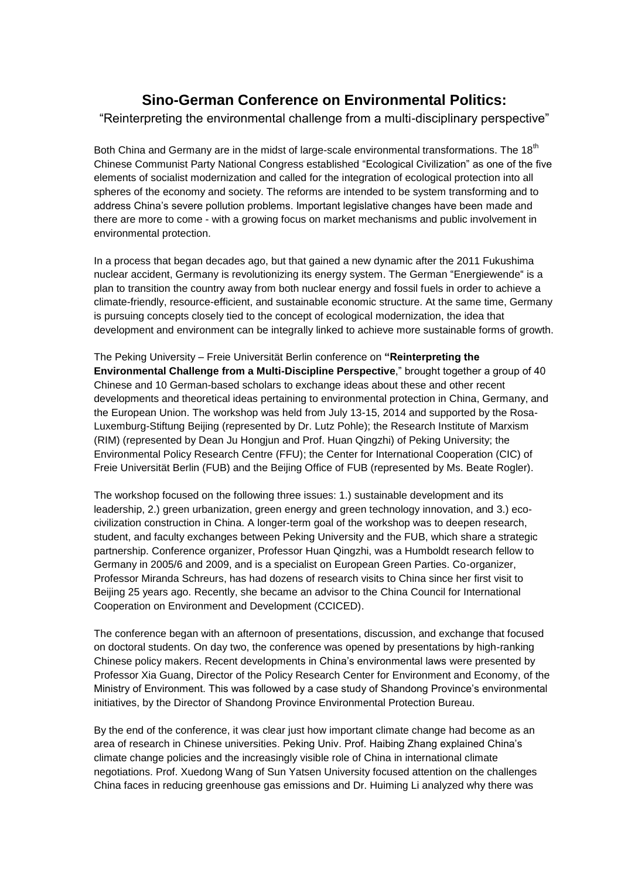# Sino-German Conference on Environmental Politics:

"Reinterpreting the environmental challenge from a multi-disciplinary perspective"

Both China and Germany are in the midst of large-scale environmental transformations. The 18th Chinese Communist Party National Congress established "Ecological Civilization" as one of the five elements of socialist modernization and called for the integration of ecological protection into all spheres of the economy and society. The reforms are intended to be system transforming and to address China's severe pollution problems. Important legislative changes have been made and there are more to come - with a growing focus on market mechanisms and public involvement in environmental protection.

In a process that began decades ago, but that gained a new dynamic after the 2011 Fukushima nuclear accident, Germany is revolutionizing its energy system. The German "Energiewende" is a plan to transition the country away from both nuclear energy and fossil fuels in order to achieve a climate-friendly, resource-efficient, and sustainable economic structure. At the same time, Germany is pursuing concepts closely tied to the concept of ecological modernization, the idea that development and environment can be integrally linked to achieve more sustainable forms of growth.

The Peking University – Freie Universität Berlin conference on **"Reinterpreting the Environmental Challenge from a Multi-Discipline Perspective**," brought together a group of 40 Chinese and 10 German-based scholars to exchange ideas about these and other recent developments and theoretical ideas pertaining to environmental protection in China, Germany, and the European Union. The workshop was held from July 13-15, 2014 and supported by the Rosa-Luxemburg-Stiftung Beijing (represented by Dr. Lutz Pohle); the Research Institute of Marxism (RIM) (represented by Dean Ju Hongjun and Prof. Huan Qingzhi) of Peking University; the Environmental Policy Research Centre (FFU); the Center for International Cooperation (CIC) of Freie Universität Berlin (FUB) and the Beijing Office of FUB (represented by Ms. Beate Rogler).

The workshop focused on the following three issues: 1.) sustainable development and its leadership, 2.) green urbanization, green energy and green technology innovation, and 3.) eco-civilization construction in China. A longer-term goal of the workshop was to deepen research, student, and faculty exchanges between Peking University and the FUB, which share a strategic partnership. Conference organizer, Professor Huan Qingzhi, was a Humboldt research fellow to Germany in 2005/6 and 2009, and is a specialist on European Green Parties. Co-organizer, Professor Miranda Schreurs, has had dozens of research visits to China since her first visit to Beijing 25 years ago. Recently, she became an advisor to the China Council for International Cooperation on Environment and Development (CCICED).

The conference began with an afternoon of presentations, discussion, and exchange that focused on doctoral students. On day two, the conference was opened by presentations by high-ranking Chinese policy makers. Recent developments in China's environmental laws were presented by Professor Xia Guang, Director of the Policy Research Center for Environment and Economy, of the Ministry of Environment. This was followed by a case study of Shandong Province's environmental initiatives, by the Director of Shandong Province Environmental Protection Bureau.

By the end of the conference, it was clear just how important climate change had become as an area of research in Chinese universities. Peking Univ. Prof. Haibing Zhang explained China's climate change policies and the increasingly visible role of China in international climate negotiations. Prof. Xuedong Wang of Sun Yatsen University focused attention on the challenges China faces in reducing greenhouse gas emissions and Dr. Huiming Li analyzed why there was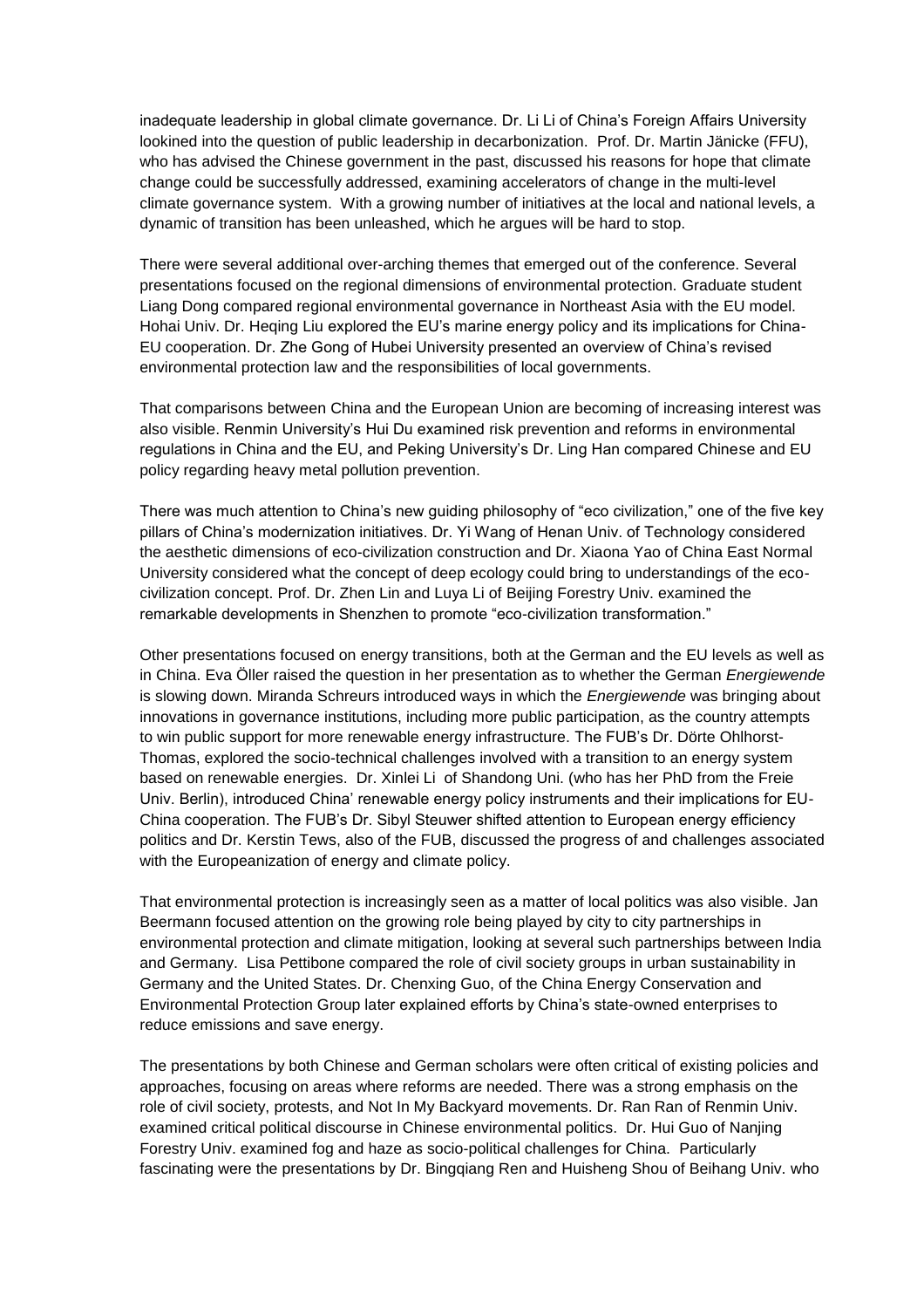inadequate leadership in global climate governance. Dr. Li Li of China's Foreign Affairs University lookined into the question of public leadership in decarbonization. Prof. Dr. Martin Jänicke (FFU), who has advised the Chinese government in the past, discussed his reasons for hope that climate change could be successfully addressed, examining accelerators of change in the multi-level climate governance system. With a growing number of initiatives at the local and national levels, a dynamic of transition has been unleashed, which he argues will be hard to stop.

There were several additional over-arching themes that emerged out of the conference. Several presentations focused on the regional dimensions of environmental protection. Graduate student Liang Dong compared regional environmental governance in Northeast Asia with the EU model. Hohai Univ. Dr. Heqing Liu explored the EU's marine energy policy and its implications for China-EU cooperation. Dr. Zhe Gong of Hubei University presented an overview of China's revised environmental protection law and the responsibilities of local governments.

That comparisons between China and the European Union are becoming of increasing interest was also visible. Renmin University's Hui Du examined risk prevention and reforms in environmental regulations in China and the EU, and Peking University's Dr. Ling Han compared Chinese and EU policy regarding heavy metal pollution prevention.

There was much attention to China's new guiding philosophy of "eco civilization," one of the five key pillars of China's modernization initiatives. Dr. Yi Wang of Henan Univ. of Technology considered the aesthetic dimensions of eco-civilization construction and Dr. Xiaona Yao of China East Normal University considered what the concept of deep ecology could bring to understandings of the eco-civilization concept. Prof. Dr. Zhen Lin and Luya Li of Beijing Forestry Univ. examined the remarkable developments in Shenzhen to promote "eco-civilization transformation."

Other presentations focused on energy transitions, both at the German and the EU levels as well as in China. Eva Öller raised the question in her presentation as to whether the German *Energiewende* is slowing down. Miranda Schreurs introduced ways in which the *Energiewende* was bringing about innovations in governance institutions, including more public participation, as the country attempts to win public support for more renewable energy infrastructure. The FUB's Dr. Dörte Ohlhorst-Thomas, explored the socio-technical challenges involved with a transition to an energy system based on renewable energies. Dr. Xinlei Li of Shandong Uni. (who has her PhD from the Freie Univ. Berlin), introduced China' renewable energy policy instruments and their implications for EU-China cooperation. The FUB's Dr. Sibyl Steuwer shifted attention to European energy efficiency politics and Dr. Kerstin Tews, also of the FUB, discussed the progress of and challenges associated with the Europeanization of energy and climate policy.

That environmental protection is increasingly seen as a matter of local politics was also visible. Jan Beermann focused attention on the growing role being played by city to city partnerships in environmental protection and climate mitigation, looking at several such partnerships between India and Germany. Lisa Pettibone compared the role of civil society groups in urban sustainability in Germany and the United States. Dr. Chenxing Guo, of the China Energy Conservation and Environmental Protection Group later explained efforts by China's state-owned enterprises to reduce emissions and save energy.

The presentations by both Chinese and German scholars were often critical of existing policies and approaches, focusing on areas where reforms are needed. There was a strong emphasis on the role of civil society, protests, and Not In My Backyard movements. Dr. Ran Ran of Renmin Univ. examined critical political discourse in Chinese environmental politics. Dr. Hui Guo of Nanjing Forestry Univ. examined fog and haze as socio-political challenges for China. Particularly fascinating were the presentations by Dr. Bingqiang Ren and Huisheng Shou of Beihang Univ. who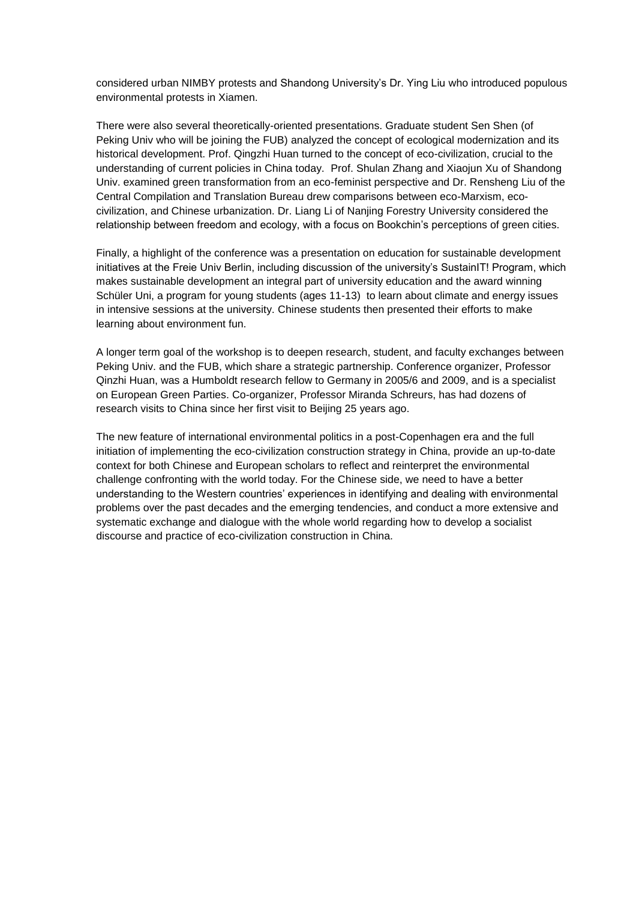considered urban NIMBY protests and Shandong University's Dr. Ying Liu who introduced populous environmental protests in Xiamen.

There were also several theoretically-oriented presentations. Graduate student Sen Shen (of Peking Univ who will be joining the FUB) analyzed the concept of ecological modernization and its historical development. Prof. Qingzhi Huan turned to the concept of eco-civilization, crucial to the understanding of current policies in China today. Prof. Shulan Zhang and Xiaojun Xu of Shandong Univ. examined green transformation from an eco-feminist perspective and Dr. Rensheng Liu of the Central Compilation and Translation Bureau drew comparisons between eco-Marxism, eco-civilization, and Chinese urbanization. Dr. Liang Li of Nanjing Forestry University considered the relationship between freedom and ecology, with a focus on Bookchin's perceptions of green cities.

Finally, a highlight of the conference was a presentation on education for sustainable development initiatives at the Freie Univ Berlin, including discussion of the university's SustainIT! Program, which makes sustainable development an integral part of university education and the award winning Schüler Uni, a program for young students (ages 11-13) to learn about climate and energy issues in intensive sessions at the university. Chinese students then presented their efforts to make learning about environment fun.

A longer term goal of the workshop is to deepen research, student, and faculty exchanges between Peking Univ. and the FUB, which share a strategic partnership. Conference organizer, Professor Qinzhi Huan, was a Humboldt research fellow to Germany in 2005/6 and 2009, and is a specialist on European Green Parties. Co-organizer, Professor Miranda Schreurs, has had dozens of research visits to China since her first visit to Beijing 25 years ago.

The new feature of international environmental politics in a post-Copenhagen era and the full initiation of implementing the eco-civilization construction strategy in China, provide an up-to-date context for both Chinese and European scholars to reflect and reinterpret the environmental challenge confronting with the world today. For the Chinese side, we need to have a better understanding to the Western countries' experiences in identifying and dealing with environmental problems over the past decades and the emerging tendencies, and conduct a more extensive and systematic exchange and dialogue with the whole world regarding how to develop a socialist discourse and practice of eco-civilization construction in China.